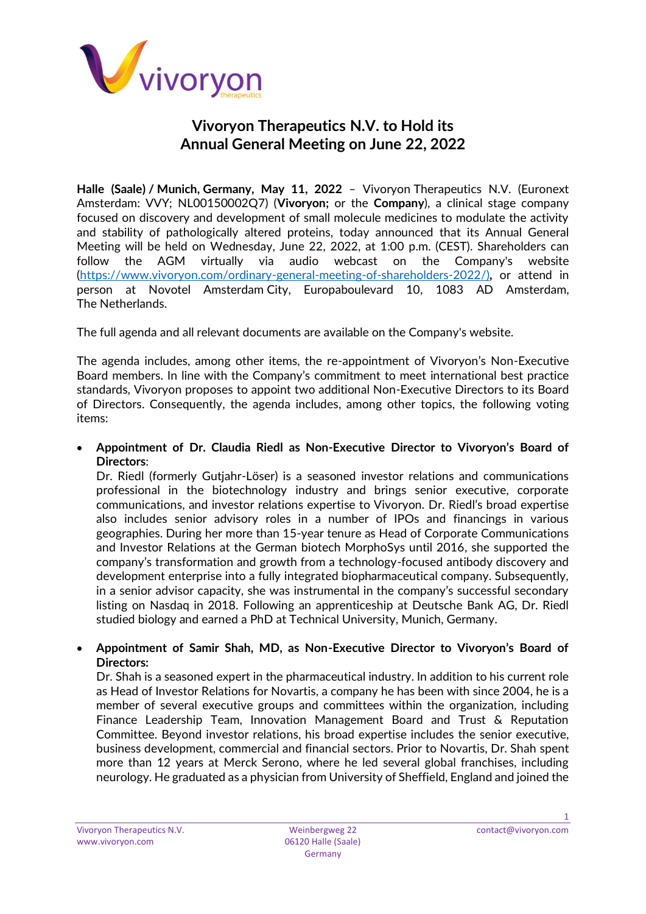# Vivoryon Therapeutics N.V. to Hold its Annual General Meeting on June 22, 2022

**Halle (Saale) / Munich, Germany, May 11, 2022** – Vivoryon Therapeutics N.V. (Euronext Amsterdam: VVY; NL00150002Q7) (**Vivoryon;** or the **Company**), a clinical stage company focused on discovery and development of small molecule medicines to modulate the activity and stability of pathologically altered proteins, today announced that its Annual General Meeting will be held on Wednesday, June 22, 2022, at 1:00 p.m. (CEST). Shareholders can follow the AGM virtually via audio webcast on the Company's website (https://www.vivoryon.com/ordinary-general-meeting-of-shareholders-2022/), or attend in person at Novotel Amsterdam City, Europaboulevard 10, 1083 AD Amsterdam, The Netherlands.

The full agenda and all relevant documents are available on the Company's website.

The agenda includes, among other items, the re-appointment of Vivoryon's Non-Executive Board members. In line with the Company's commitment to meet international best practice standards, Vivoryon proposes to appoint two additional Non-Executive Directors to its Board of Directors. Consequently, the agenda includes, among other topics, the following voting items:

- **Appointment of Dr. Claudia Riedl as Non-Executive Director to Vivoryon's Board of Directors**:
  Dr. Riedl (formerly Gutjahr-Löser) is a seasoned investor relations and communications professional in the biotechnology industry and brings senior executive, corporate communications, and investor relations expertise to Vivoryon. Dr. Riedl's broad expertise also includes senior advisory roles in a number of IPOs and financings in various geographies. During her more than 15-year tenure as Head of Corporate Communications and Investor Relations at the German biotech MorphoSys until 2016, she supported the company's transformation and growth from a technology-focused antibody discovery and development enterprise into a fully integrated biopharmaceutical company. Subsequently, in a senior advisor capacity, she was instrumental in the company's successful secondary listing on Nasdaq in 2018. Following an apprenticeship at Deutsche Bank AG, Dr. Riedl studied biology and earned a PhD at Technical University, Munich, Germany.

- **Appointment of Samir Shah, MD, as Non-Executive Director to Vivoryon's Board of Directors:**
  Dr. Shah is a seasoned expert in the pharmaceutical industry. In addition to his current role as Head of Investor Relations for Novartis, a company he has been with since 2004, he is a member of several executive groups and committees within the organization, including Finance Leadership Team, Innovation Management Board and Trust & Reputation Committee. Beyond investor relations, his broad expertise includes the senior executive, business development, commercial and financial sectors. Prior to Novartis, Dr. Shah spent more than 12 years at Merck Serono, where he led several global franchises, including neurology. He graduated as a physician from University of Sheffield, England and joined the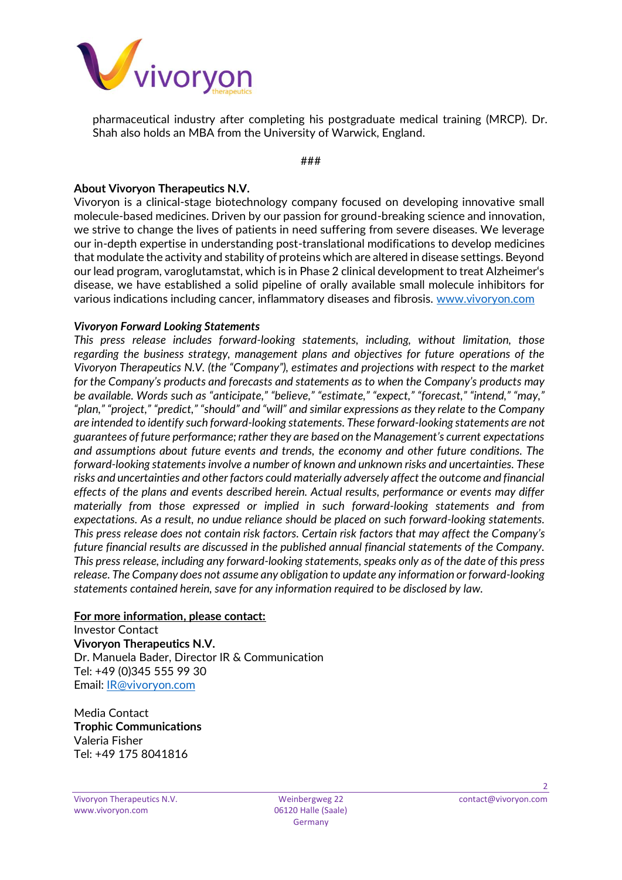pharmaceutical industry after completing his postgraduate medical training (MRCP). Dr. Shah also holds an MBA from the University of Warwick, England.

###

**About Vivoryon Therapeutics N.V.**

Vivoryon is a clinical-stage biotechnology company focused on developing innovative small molecule-based medicines. Driven by our passion for ground-breaking science and innovation, we strive to change the lives of patients in need suffering from severe diseases. We leverage our in-depth expertise in understanding post-translational modifications to develop medicines that modulate the activity and stability of proteins which are altered in disease settings. Beyond our lead program, varoglutamstat, which is in Phase 2 clinical development to treat Alzheimer's disease, we have established a solid pipeline of orally available small molecule inhibitors for various indications including cancer, inflammatory diseases and fibrosis. [www.vivoryon.com](http://www.vivoryon.com)

***Vivoryon Forward Looking Statements***

*This press release includes forward-looking statements, including, without limitation, those regarding the business strategy, management plans and objectives for future operations of the Vivoryon Therapeutics N.V. (the "Company"), estimates and projections with respect to the market for the Company's products and forecasts and statements as to when the Company's products may be available. Words such as "anticipate," "believe," "estimate," "expect," "forecast," "intend," "may," "plan," "project," "predict," "should" and "will" and similar expressions as they relate to the Company are intended to identify such forward-looking statements. These forward-looking statements are not guarantees of future performance; rather they are based on the Management's current expectations and assumptions about future events and trends, the economy and other future conditions. The forward-looking statements involve a number of known and unknown risks and uncertainties. These risks and uncertainties and other factors could materially adversely affect the outcome and financial effects of the plans and events described herein. Actual results, performance or events may differ materially from those expressed or implied in such forward-looking statements and from expectations. As a result, no undue reliance should be placed on such forward-looking statements. This press release does not contain risk factors. Certain risk factors that may affect the Company's future financial results are discussed in the published annual financial statements of the Company. This press release, including any forward-looking statements, speaks only as of the date of this press release. The Company does not assume any obligation to update any information or forward-looking statements contained herein, save for any information required to be disclosed by law.*

**For more information, please contact:**

Investor Contact
**Vivoryon Therapeutics N.V.**
Dr. Manuela Bader, Director IR & Communication
Tel: +49 (0)345 555 99 30
Email: [IR@vivoryon.com](mailto:IR@vivoryon.com)

Media Contact
**Trophic Communications**
Valeria Fisher
Tel: +49 175 8041816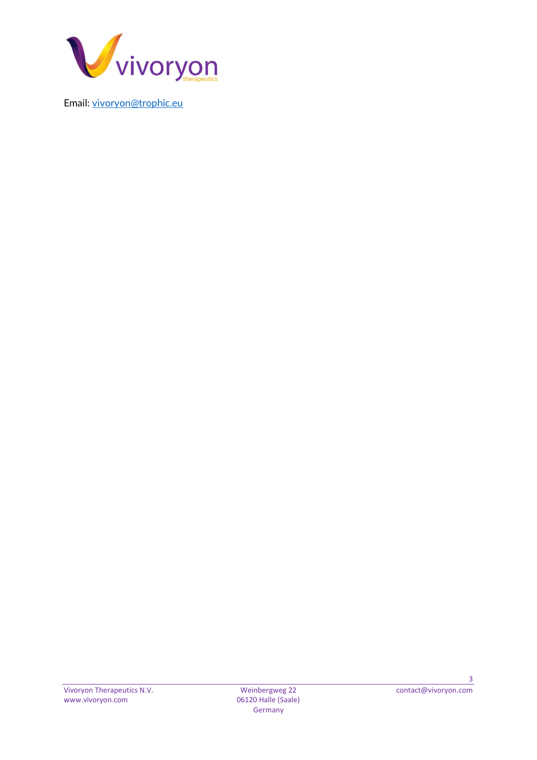Email: vivoryon@trophic.eu